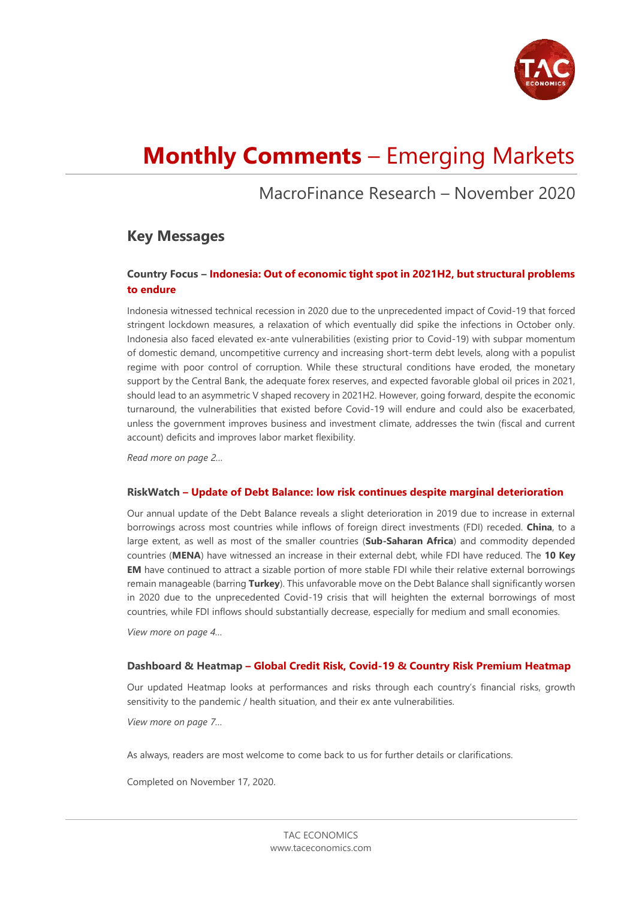# **Monthly Comments** – Emerging Markets

## MacroFinance Research – November 2020

## Key Messages

### Country Focus – Indonesia: Out of economic tight spot in 2021H2, but structural problems to endure

Indonesia witnessed technical recession in 2020 due to the unprecedented impact of Covid-19 that forced stringent lockdown measures, a relaxation of which eventually did spike the infections in October only. Indonesia also faced elevated ex-ante vulnerabilities (existing prior to Covid-19) with subpar momentum of domestic demand, uncompetitive currency and increasing short-term debt levels, along with a populist regime with poor control of corruption. While these structural conditions have eroded, the monetary support by the Central Bank, the adequate forex reserves, and expected favorable global oil prices in 2021, should lead to an asymmetric V shaped recovery in 2021H2. However, going forward, despite the economic turnaround, the vulnerabilities that existed before Covid-19 will endure and could also be exacerbated, unless the government improves business and investment climate, addresses the twin (fiscal and current account) deficits and improves labor market flexibility.

*Read more on page 2…*

### RiskWatch – Update of Debt Balance: low risk continues despite marginal deterioration

Our annual update of the Debt Balance reveals a slight deterioration in 2019 due to increase in external borrowings across most countries while inflows of foreign direct investments (FDI) receded. **China**, to a large extent, as well as most of the smaller countries (**Sub-Saharan Africa**) and commodity depended countries (**MENA**) have witnessed an increase in their external debt, while FDI have reduced. The **10 Key EM** have continued to attract a sizable portion of more stable FDI while their relative external borrowings remain manageable (barring **Turkey**). This unfavorable move on the Debt Balance shall significantly worsen in 2020 due to the unprecedented Covid-19 crisis that will heighten the external borrowings of most countries, while FDI inflows should substantially decrease, especially for medium and small economies.

*View more on page 4…*

### Dashboard & Heatmap – Global Credit Risk, Covid-19 & Country Risk Premium Heatmap

Our updated Heatmap looks at performances and risks through each country's financial risks, growth sensitivity to the pandemic / health situation, and their ex ante vulnerabilities.

*View more on page 7…*

As always, readers are most welcome to come back to us for further details or clarifications.

Completed on November 17, 2020.

TAC ECONOMICS
www.taceconomics.com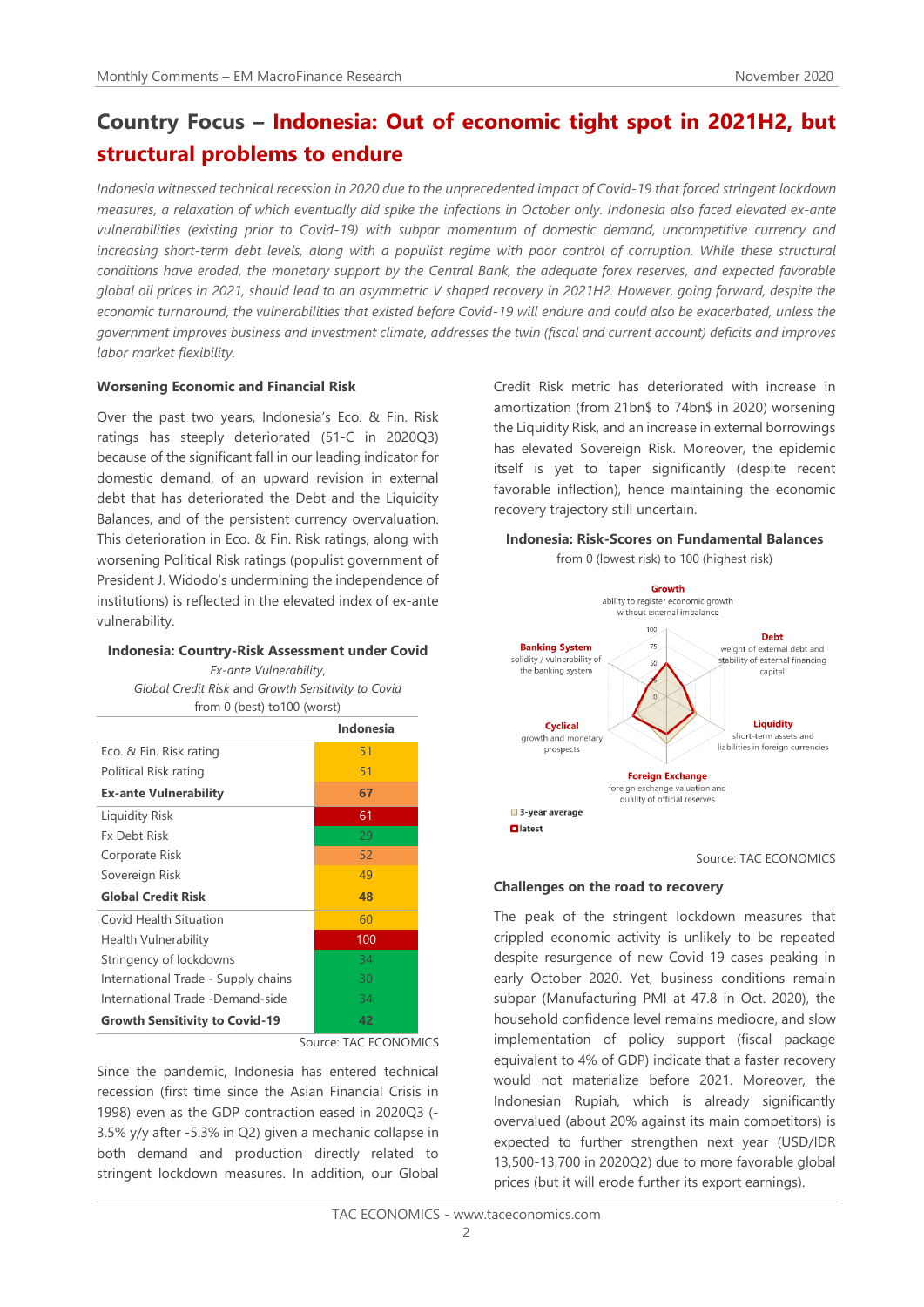## Country Focus – Indonesia: Out of economic tight spot in 2021H2, but structural problems to endure

*Indonesia witnessed technical recession in 2020 due to the unprecedented impact of Covid-19 that forced stringent lockdown measures, a relaxation of which eventually did spike the infections in October only. Indonesia also faced elevated ex-ante vulnerabilities (existing prior to Covid-19) with subpar momentum of domestic demand, uncompetitive currency and increasing short-term debt levels, along with a populist regime with poor control of corruption. While these structural conditions have eroded, the monetary support by the Central Bank, the adequate forex reserves, and expected favorable global oil prices in 2021, should lead to an asymmetric V shaped recovery in 2021H2. However, going forward, despite the economic turnaround, the vulnerabilities that existed before Covid-19 will endure and could also be exacerbated, unless the government improves business and investment climate, addresses the twin (fiscal and current account) deficits and improves labor market flexibility.*

### Worsening Economic and Financial Risk

Over the past two years, Indonesia's Eco. & Fin. Risk ratings has steeply deteriorated (51-C in 2020Q3) because of the significant fall in our leading indicator for domestic demand, of an upward revision in external debt that has deteriorated the Debt and the Liquidity Balances, and of the persistent currency overvaluation. This deterioration in Eco. & Fin. Risk ratings, along with worsening Political Risk ratings (populist government of President J. Widodo's undermining the independence of institutions) is reflected in the elevated index of ex-ante vulnerability.

**Indonesia: Country-Risk Assessment under Covid**

*Ex-ante Vulnerability,*
*Global Credit Risk and Growth Sensitivity to Covid*
from 0 (best) to100 (worst)

| | **Indonesia** |
|---|---|
| Eco. & Fin. Risk rating | 51 |
| Political Risk rating | 51 |
| **Ex-ante Vulnerability** | **67** |
| Liquidity Risk | 61 |
| Fx Debt Risk | 29 |
| Corporate Risk | 52 |
| Sovereign Risk | 49 |
| **Global Credit Risk** | **48** |
| Covid Health Situation | 60 |
| Health Vulnerability | 100 |
| Stringency of lockdowns | 34 |
| International Trade - Supply chains | 30 |
| International Trade -Demand-side | 34 |
| **Growth Sensitivity to Covid-19** | **42** |

Source: TAC ECONOMICS

Since the pandemic, Indonesia has entered technical recession (first time since the Asian Financial Crisis in 1998) even as the GDP contraction eased in 2020Q3 (-3.5% y/y after -5.3% in Q2) given a mechanic collapse in both demand and production directly related to stringent lockdown measures. In addition, our Global Credit Risk metric has deteriorated with increase in amortization (from 21bn$ to 74bn$ in 2020) worsening the Liquidity Risk, and an increase in external borrowings has elevated Sovereign Risk. Moreover, the epidemic itself is yet to taper significantly (despite recent favorable inflection), hence maintaining the economic recovery trajectory still uncertain.

**Indonesia: Risk-Scores on Fundamental Balances**

from 0 (lowest risk) to 100 (highest risk)

Growth: ability to register economic growth without external imbalance
Debt: weight of external debt and stability of external financing capital
Liquidity: short-term assets and liabilities in foreign currencies
Foreign Exchange: foreign exchange valuation and quality of official reserves
Cyclical: growth and monetary prospects
Banking System: solidity / vulnerability of the banking system

3-year average
latest

Source: TAC ECONOMICS

### Challenges on the road to recovery

The peak of the stringent lockdown measures that crippled economic activity is unlikely to be repeated despite resurgence of new Covid-19 cases peaking in early October 2020. Yet, business conditions remain subpar (Manufacturing PMI at 47.8 in Oct. 2020), the household confidence level remains mediocre, and slow implementation of policy support (fiscal package equivalent to 4% of GDP) indicate that a faster recovery would not materialize before 2021. Moreover, the Indonesian Rupiah, which is already significantly overvalued (about 20% against its main competitors) is expected to further strengthen next year (USD/IDR 13,500-13,700 in 2020Q2) due to more favorable global prices (but it will erode further its export earnings).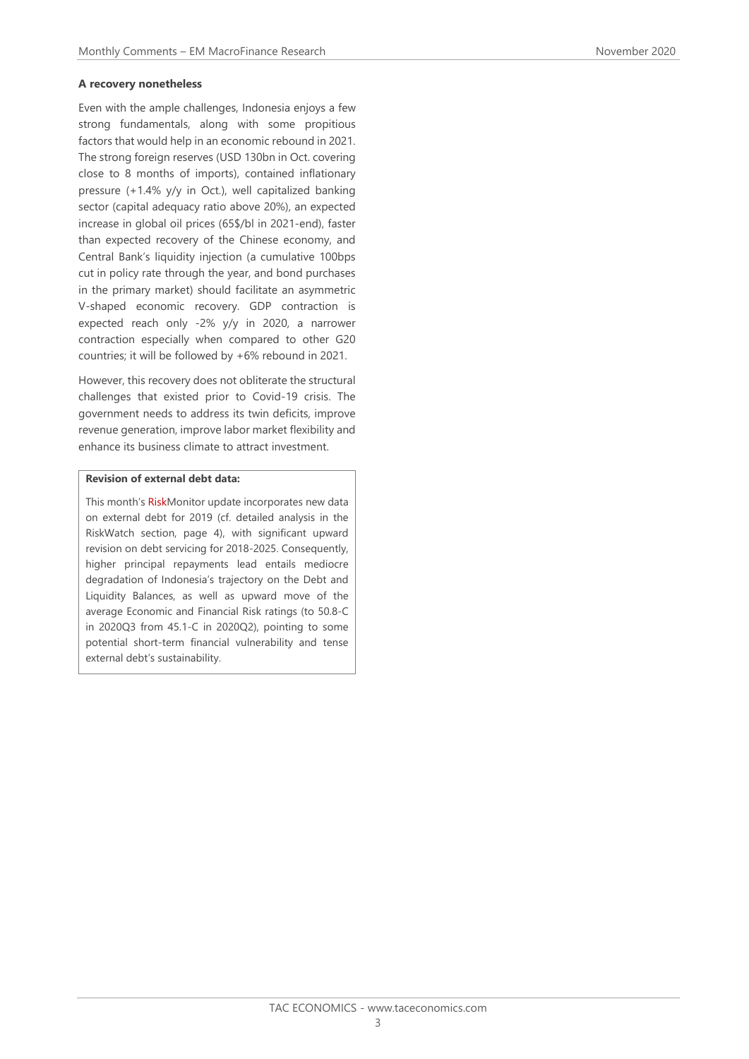**A recovery nonetheless**

Even with the ample challenges, Indonesia enjoys a few strong fundamentals, along with some propitious factors that would help in an economic rebound in 2021. The strong foreign reserves (USD 130bn in Oct. covering close to 8 months of imports), contained inflationary pressure (+1.4% y/y in Oct.), well capitalized banking sector (capital adequacy ratio above 20%), an expected increase in global oil prices (65$/bl in 2021-end), faster than expected recovery of the Chinese economy, and Central Bank's liquidity injection (a cumulative 100bps cut in policy rate through the year, and bond purchases in the primary market) should facilitate an asymmetric V-shaped economic recovery. GDP contraction is expected reach only -2% y/y in 2020, a narrower contraction especially when compared to other G20 countries; it will be followed by +6% rebound in 2021.

However, this recovery does not obliterate the structural challenges that existed prior to Covid-19 crisis. The government needs to address its twin deficits, improve revenue generation, improve labor market flexibility and enhance its business climate to attract investment.

**Revision of external debt data:**

This month's RiskMonitor update incorporates new data on external debt for 2019 (cf. detailed analysis in the RiskWatch section, page 4), with significant upward revision on debt servicing for 2018-2025. Consequently, higher principal repayments lead entails mediocre degradation of Indonesia's trajectory on the Debt and Liquidity Balances, as well as upward move of the average Economic and Financial Risk ratings (to 50.8-C in 2020Q3 from 45.1-C in 2020Q2), pointing to some potential short-term financial vulnerability and tense external debt's sustainability.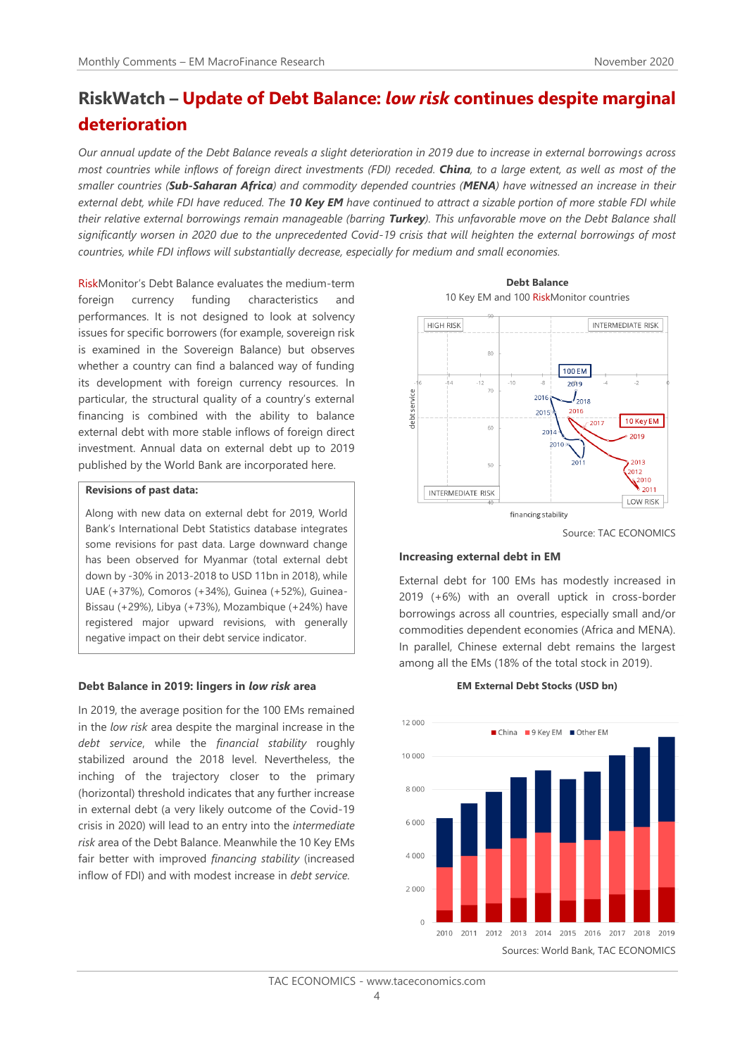# RiskWatch – Update of Debt Balance: *low risk* continues despite marginal deterioration

*Our annual update of the Debt Balance reveals a slight deterioration in 2019 due to increase in external borrowings across most countries while inflows of foreign direct investments (FDI) receded.* ***China****, to a large extent, as well as most of the smaller countries (****Sub-Saharan Africa****) and commodity depended countries (****MENA****) have witnessed an increase in their external debt, while FDI have reduced. The* ***10 Key EM*** *have continued to attract a sizable portion of more stable FDI while their relative external borrowings remain manageable (barring* ***Turkey****). This unfavorable move on the Debt Balance shall significantly worsen in 2020 due to the unprecedented Covid-19 crisis that will heighten the external borrowings of most countries, while FDI inflows will substantially decrease, especially for medium and small economies.*

RiskMonitor's Debt Balance evaluates the medium-term foreign currency funding characteristics and performances. It is not designed to look at solvency issues for specific borrowers (for example, sovereign risk is examined in the Sovereign Balance) but observes whether a country can find a balanced way of funding its development with foreign currency resources. In particular, the structural quality of a country's external financing is combined with the ability to balance external debt with more stable inflows of foreign direct investment. Annual data on external debt up to 2019 published by the World Bank are incorporated here.

**Revisions of past data:**

Along with new data on external debt for 2019, World Bank's International Debt Statistics database integrates some revisions for past data. Large downward change has been observed for Myanmar (total external debt down by -30% in 2013-2018 to USD 11bn in 2018), while UAE (+37%), Comoros (+34%), Guinea (+52%), Guinea-Bissau (+29%), Libya (+73%), Mozambique (+24%) have registered major upward revisions, with generally negative impact on their debt service indicator.

### Debt Balance in 2019: lingers in *low risk* area

In 2019, the average position for the 100 EMs remained in the *low risk* area despite the marginal increase in the *debt service*, while the *financial stability* roughly stabilized around the 2018 level. Nevertheless, the inching of the trajectory closer to the primary (horizontal) threshold indicates that any further increase in external debt (a very likely outcome of the Covid-19 crisis in 2020) will lead to an entry into the *intermediate risk* area of the Debt Balance. Meanwhile the 10 Key EMs fair better with improved *financing stability* (increased inflow of FDI) and with modest increase in *debt service*.

**Debt Balance**

10 Key EM and 100 RiskMonitor countries

Source: TAC ECONOMICS

### Increasing external debt in EM

External debt for 100 EMs has modestly increased in 2019 (+6%) with an overall uptick in cross-border borrowings across all countries, especially small and/or commodities dependent economies (Africa and MENA). In parallel, Chinese external debt remains the largest among all the EMs (18% of the total stock in 2019).

**EM External Debt Stocks (USD bn)**

Sources: World Bank, TAC ECONOMICS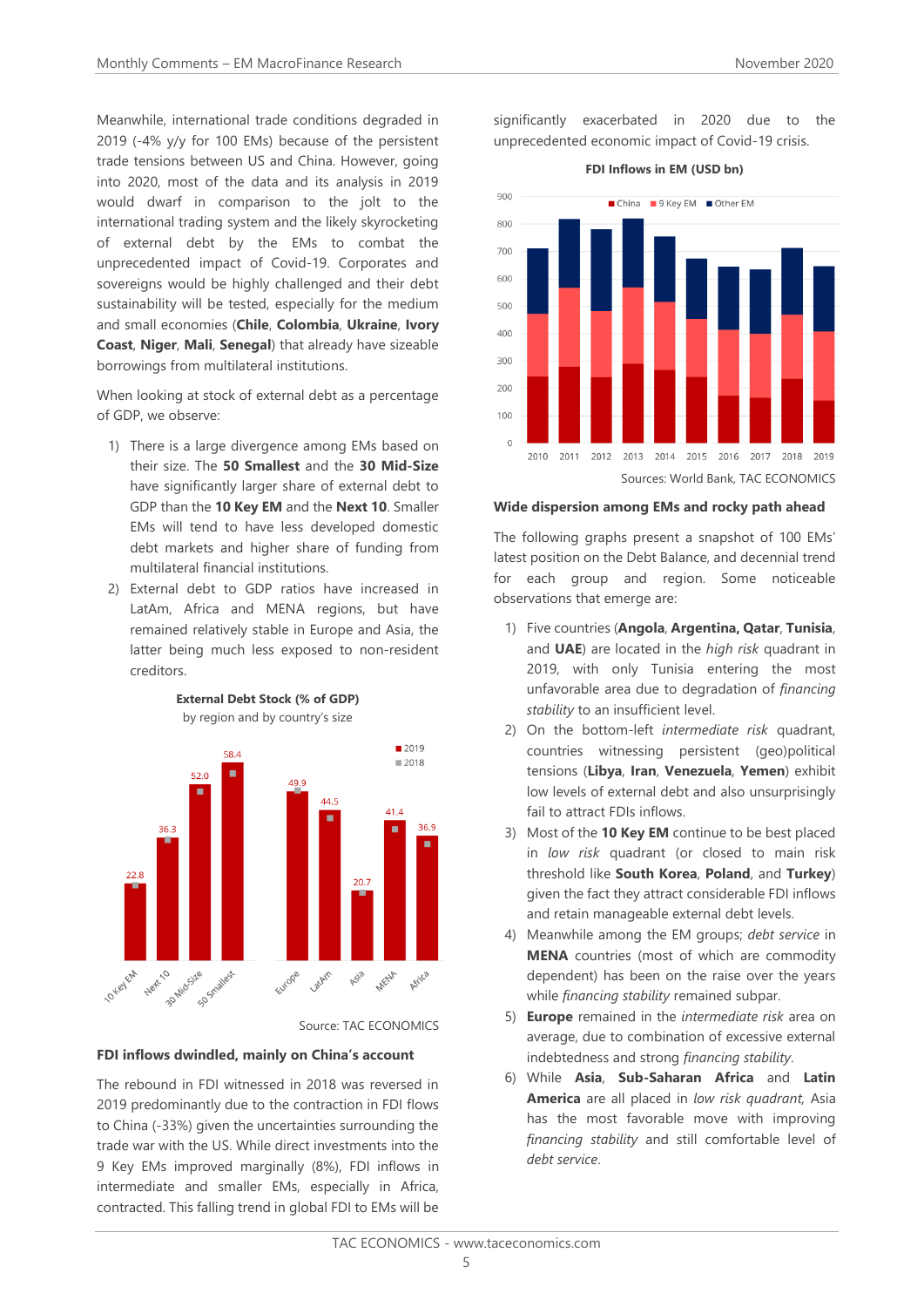Meanwhile, international trade conditions degraded in 2019 (-4% y/y for 100 EMs) because of the persistent trade tensions between US and China. However, going into 2020, most of the data and its analysis in 2019 would dwarf in comparison to the jolt to the international trading system and the likely skyrocketing of external debt by the EMs to combat the unprecedented impact of Covid-19. Corporates and sovereigns would be highly challenged and their debt sustainability will be tested, especially for the medium and small economies (**Chile**, **Colombia**, **Ukraine**, **Ivory Coast**, **Niger**, **Mali**, **Senegal**) that already have sizeable borrowings from multilateral institutions.

When looking at stock of external debt as a percentage of GDP, we observe:

1) There is a large divergence among EMs based on their size. The **50 Smallest** and the **30 Mid-Size** have significantly larger share of external debt to GDP than the **10 Key EM** and the **Next 10**. Smaller EMs will tend to have less developed domestic debt markets and higher share of funding from multilateral financial institutions.
2) External debt to GDP ratios have increased in LatAm, Africa and MENA regions, but have remained relatively stable in Europe and Asia, the latter being much less exposed to non-resident creditors.

**External Debt Stock (% of GDP)**
by region and by country's size

| | 10 Key EM | Next 10 | 30 Mid-Size | 50 Smallest | Europe | LatAm | Asia | MENA | Africa |
|---|---|---|---|---|---|---|---|---|---|
| 2019 | 22.8 | 36.3 | 52.0 | 58.4 | 49.9 | 44.5 | 20.7 | 41.4 | 36.9 |

Source: TAC ECONOMICS

**FDI inflows dwindled, mainly on China's account**

The rebound in FDI witnessed in 2018 was reversed in 2019 predominantly due to the contraction in FDI flows to China (-33%) given the uncertainties surrounding the trade war with the US. While direct investments into the 9 Key EMs improved marginally (8%), FDI inflows in intermediate and smaller EMs, especially in Africa, contracted. This falling trend in global FDI to EMs will be significantly exacerbated in 2020 due to the unprecedented economic impact of Covid-19 crisis.

**FDI Inflows in EM (USD bn)**

Legend: China, 9 Key EM, Other EM — 2010 to 2019

Sources: World Bank, TAC ECONOMICS

**Wide dispersion among EMs and rocky path ahead**

The following graphs present a snapshot of 100 EMs' latest position on the Debt Balance, and decennial trend for each group and region. Some noticeable observations that emerge are:

1) Five countries (**Angola**, **Argentina, Qatar**, **Tunisia**, and **UAE**) are located in the *high risk* quadrant in 2019, with only Tunisia entering the most unfavorable area due to degradation of *financing stability* to an insufficient level.
2) On the bottom-left *intermediate risk* quadrant, countries witnessing persistent (geo)political tensions (**Libya**, **Iran**, **Venezuela**, **Yemen**) exhibit low levels of external debt and also unsurprisingly fail to attract FDIs inflows.
3) Most of the **10 Key EM** continue to be best placed in *low risk* quadrant (or closed to main risk threshold like **South Korea**, **Poland**, and **Turkey**) given the fact they attract considerable FDI inflows and retain manageable external debt levels.
4) Meanwhile among the EM groups; *debt service* in **MENA** countries (most of which are commodity dependent) has been on the raise over the years while *financing stability* remained subpar.
5) **Europe** remained in the *intermediate risk* area on average, due to combination of excessive external indebtedness and strong *financing stability*.
6) While **Asia**, **Sub-Saharan Africa** and **Latin America** are all placed in *low risk quadrant,* Asia has the most favorable move with improving *financing stability* and still comfortable level of *debt service*.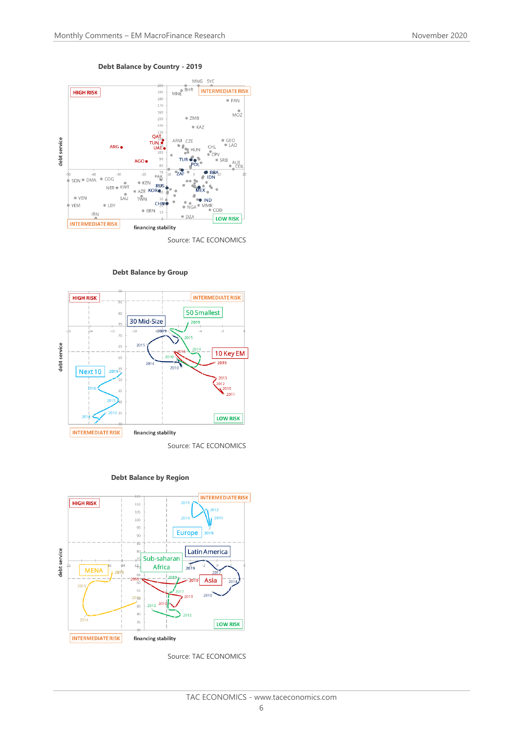**Debt Balance by Country - 2019**

Source: TAC ECONOMICS

**Debt Balance by Group**

Source: TAC ECONOMICS

**Debt Balance by Region**

Source: TAC ECONOMICS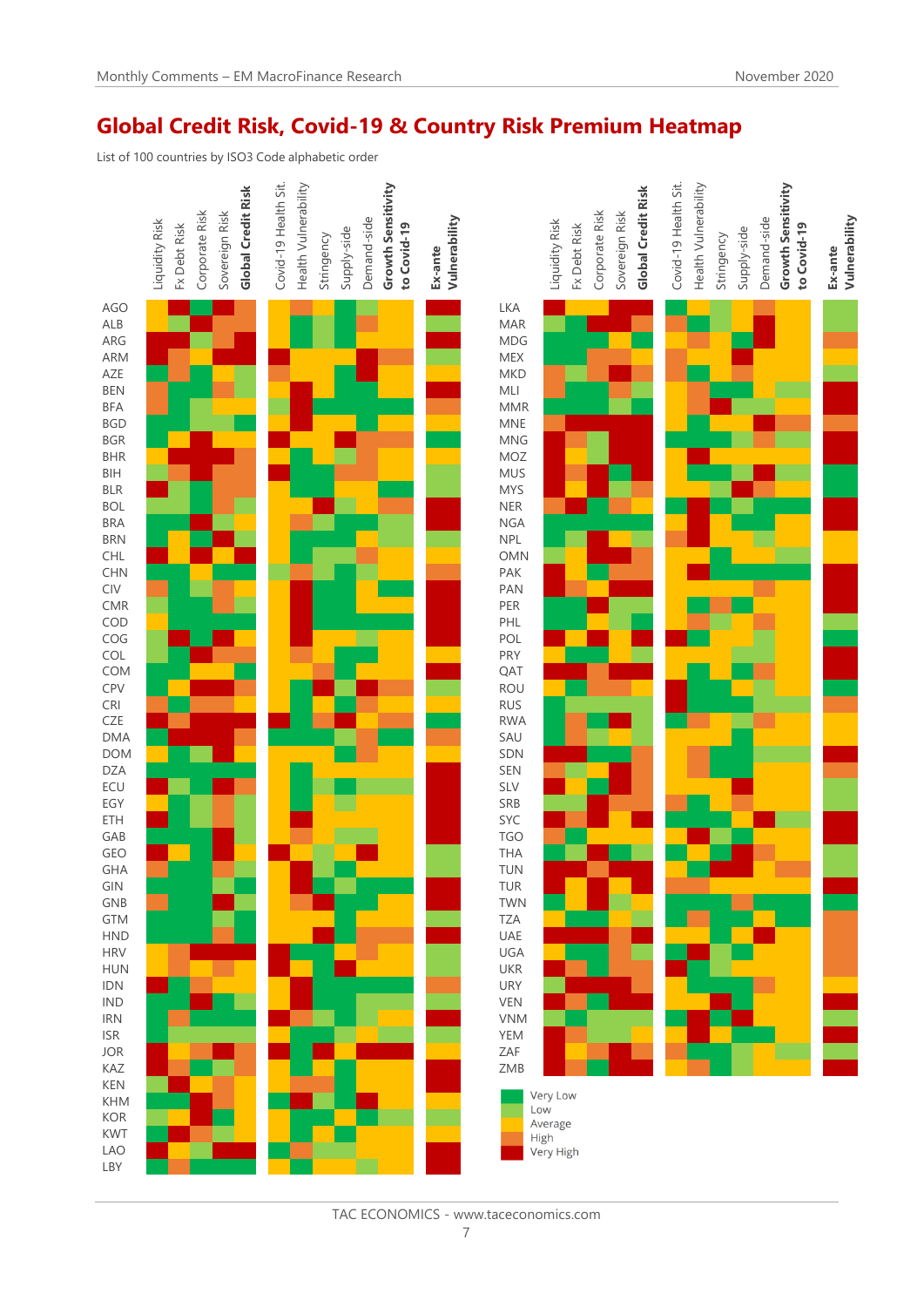## Global Credit Risk, Covid-19 & Country Risk Premium Heatmap

List of 100 countries by ISO3 Code alphabetic order

Columns: Liquidity Risk, Fx Debt Risk, Corporate Risk, Sovereign Risk, **Global Credit Risk**, Covid-19 Health Sit., Health Vulnerability, Stringency, Supply-side, Demand-side, **Growth Sensitivity to Covid-19**, **Ex-ante Vulnerability**

Countries (left panel): AGO, ALB, ARG, ARM, AZE, BEN, BFA, BGD, BGR, BHR, BIH, BLR, BOL, BRA, BRN, CHL, CHN, CIV, CMR, COD, COG, COL, COM, CPV, CRI, CZE, DMA, DOM, DZA, ECU, EGY, ETH, GAB, GEO, GHA, GIN, GNB, GTM, HND, HRV, HUN, IDN, IND, IRN, ISR, JOR, KAZ, KEN, KHM, KOR, KWT, LAO, LBY

Countries (right panel): LKA, MAR, MDG, MEX, MKD, MLI, MMR, MNE, MNG, MOZ, MUS, MYS, NER, NGA, NPL, OMN, PAK, PAN, PER, PHL, POL, PRY, QAT, ROU, RUS, RWA, SAU, SDN, SEN, SLV, SRB, SYC, TGO, THA, TUN, TUR, TWN, TZA, UAE, UGA, UKR, URY, VEN, VNM, YEM, ZAF, ZMB

Legend:
- Very Low
- Low
- Average
- High
- Very High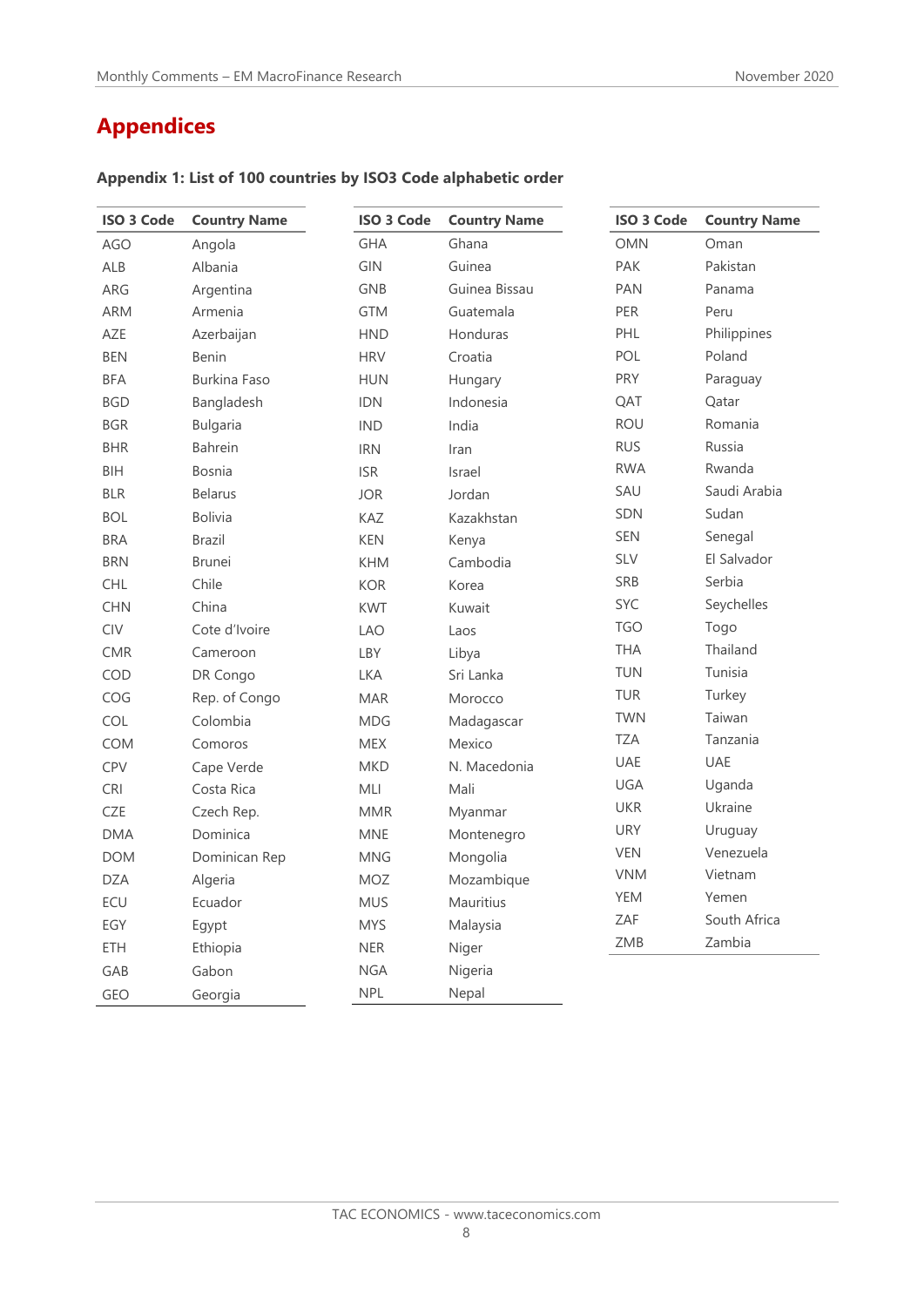# Appendices

**Appendix 1: List of 100 countries by ISO3 Code alphabetic order**

| ISO 3 Code | Country Name |
|---|---|
| AGO | Angola |
| ALB | Albania |
| ARG | Argentina |
| ARM | Armenia |
| AZE | Azerbaijan |
| BEN | Benin |
| BFA | Burkina Faso |
| BGD | Bangladesh |
| BGR | Bulgaria |
| BHR | Bahrein |
| BIH | Bosnia |
| BLR | Belarus |
| BOL | Bolivia |
| BRA | Brazil |
| BRN | Brunei |
| CHL | Chile |
| CHN | China |
| CIV | Cote d'Ivoire |
| CMR | Cameroon |
| COD | DR Congo |
| COG | Rep. of Congo |
| COL | Colombia |
| COM | Comoros |
| CPV | Cape Verde |
| CRI | Costa Rica |
| CZE | Czech Rep. |
| DMA | Dominica |
| DOM | Dominican Rep |
| DZA | Algeria |
| ECU | Ecuador |
| EGY | Egypt |
| ETH | Ethiopia |
| GAB | Gabon |
| GEO | Georgia |

| ISO 3 Code | Country Name |
|---|---|
| GHA | Ghana |
| GIN | Guinea |
| GNB | Guinea Bissau |
| GTM | Guatemala |
| HND | Honduras |
| HRV | Croatia |
| HUN | Hungary |
| IDN | Indonesia |
| IND | India |
| IRN | Iran |
| ISR | Israel |
| JOR | Jordan |
| KAZ | Kazakhstan |
| KEN | Kenya |
| KHM | Cambodia |
| KOR | Korea |
| KWT | Kuwait |
| LAO | Laos |
| LBY | Libya |
| LKA | Sri Lanka |
| MAR | Morocco |
| MDG | Madagascar |
| MEX | Mexico |
| MKD | N. Macedonia |
| MLI | Mali |
| MMR | Myanmar |
| MNE | Montenegro |
| MNG | Mongolia |
| MOZ | Mozambique |
| MUS | Mauritius |
| MYS | Malaysia |
| NER | Niger |
| NGA | Nigeria |
| NPL | Nepal |

| ISO 3 Code | Country Name |
|---|---|
| OMN | Oman |
| PAK | Pakistan |
| PAN | Panama |
| PER | Peru |
| PHL | Philippines |
| POL | Poland |
| PRY | Paraguay |
| QAT | Qatar |
| ROU | Romania |
| RUS | Russia |
| RWA | Rwanda |
| SAU | Saudi Arabia |
| SDN | Sudan |
| SEN | Senegal |
| SLV | El Salvador |
| SRB | Serbia |
| SYC | Seychelles |
| TGO | Togo |
| THA | Thailand |
| TUN | Tunisia |
| TUR | Turkey |
| TWN | Taiwan |
| TZA | Tanzania |
| UAE | UAE |
| UGA | Uganda |
| UKR | Ukraine |
| URY | Uruguay |
| VEN | Venezuela |
| VNM | Vietnam |
| YEM | Yemen |
| ZAF | South Africa |
| ZMB | Zambia |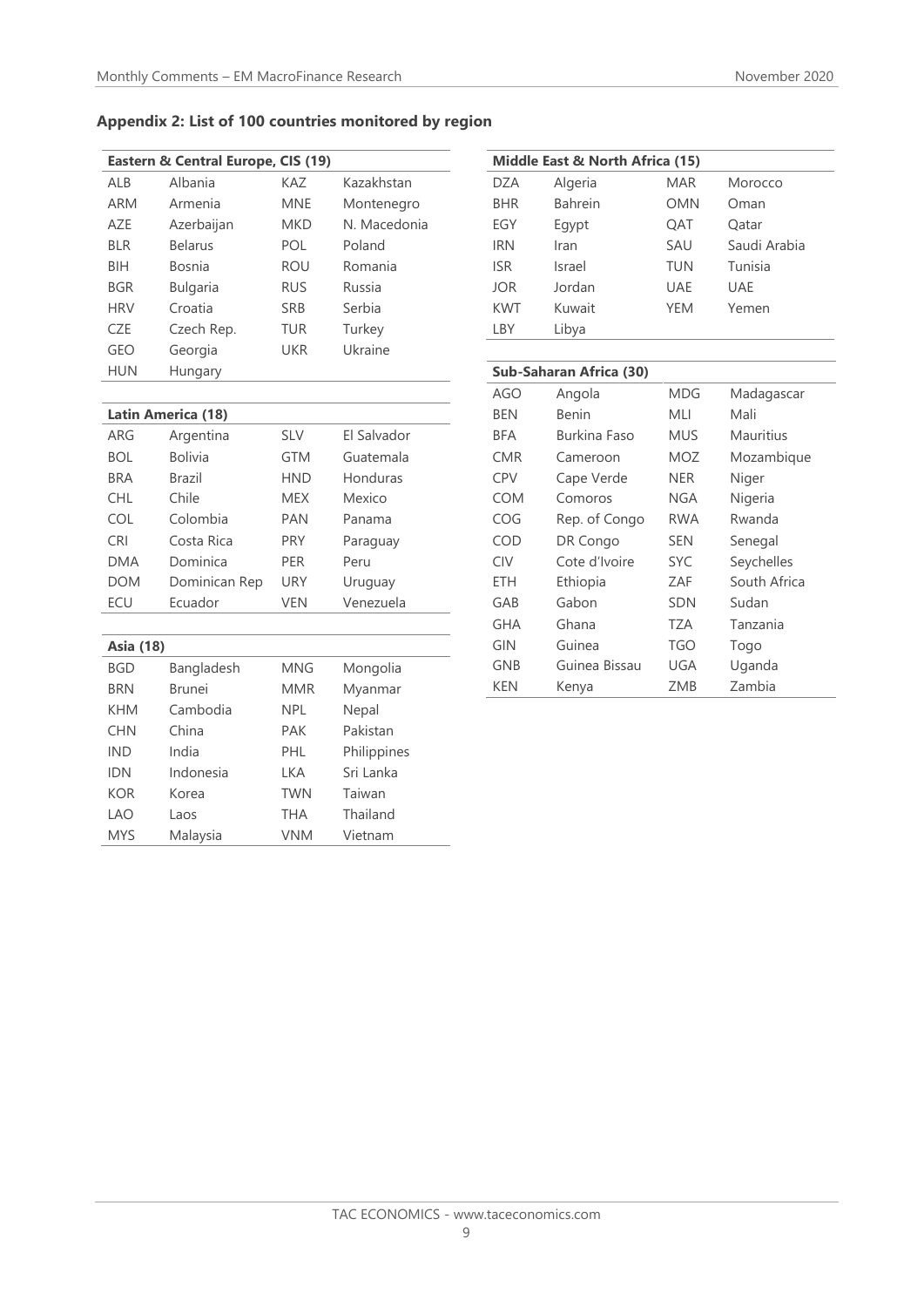## Appendix 2: List of 100 countries monitored by region

| Eastern & Central Europe, CIS (19) | | | |
|---|---|---|---|
| ALB | Albania | KAZ | Kazakhstan |
| ARM | Armenia | MNE | Montenegro |
| AZE | Azerbaijan | MKD | N. Macedonia |
| BLR | Belarus | POL | Poland |
| BIH | Bosnia | ROU | Romania |
| BGR | Bulgaria | RUS | Russia |
| HRV | Croatia | SRB | Serbia |
| CZE | Czech Rep. | TUR | Turkey |
| GEO | Georgia | UKR | Ukraine |
| HUN | Hungary | | |

| Latin America (18) | | | |
|---|---|---|---|
| ARG | Argentina | SLV | El Salvador |
| BOL | Bolivia | GTM | Guatemala |
| BRA | Brazil | HND | Honduras |
| CHL | Chile | MEX | Mexico |
| COL | Colombia | PAN | Panama |
| CRI | Costa Rica | PRY | Paraguay |
| DMA | Dominica | PER | Peru |
| DOM | Dominican Rep | URY | Uruguay |
| ECU | Ecuador | VEN | Venezuela |

| Asia (18) | | | |
|---|---|---|---|
| BGD | Bangladesh | MNG | Mongolia |
| BRN | Brunei | MMR | Myanmar |
| KHM | Cambodia | NPL | Nepal |
| CHN | China | PAK | Pakistan |
| IND | India | PHL | Philippines |
| IDN | Indonesia | LKA | Sri Lanka |
| KOR | Korea | TWN | Taiwan |
| LAO | Laos | THA | Thailand |
| MYS | Malaysia | VNM | Vietnam |

| Middle East & North Africa (15) | | | |
|---|---|---|---|
| DZA | Algeria | MAR | Morocco |
| BHR | Bahrein | OMN | Oman |
| EGY | Egypt | QAT | Qatar |
| IRN | Iran | SAU | Saudi Arabia |
| ISR | Israel | TUN | Tunisia |
| JOR | Jordan | UAE | UAE |
| KWT | Kuwait | YEM | Yemen |
| LBY | Libya | | |

| Sub-Saharan Africa (30) | | | |
|---|---|---|---|
| AGO | Angola | MDG | Madagascar |
| BEN | Benin | MLI | Mali |
| BFA | Burkina Faso | MUS | Mauritius |
| CMR | Cameroon | MOZ | Mozambique |
| CPV | Cape Verde | NER | Niger |
| COM | Comoros | NGA | Nigeria |
| COG | Rep. of Congo | RWA | Rwanda |
| COD | DR Congo | SEN | Senegal |
| CIV | Cote d'Ivoire | SYC | Seychelles |
| ETH | Ethiopia | ZAF | South Africa |
| GAB | Gabon | SDN | Sudan |
| GHA | Ghana | TZA | Tanzania |
| GIN | Guinea | TGO | Togo |
| GNB | Guinea Bissau | UGA | Uganda |
| KEN | Kenya | ZMB | Zambia |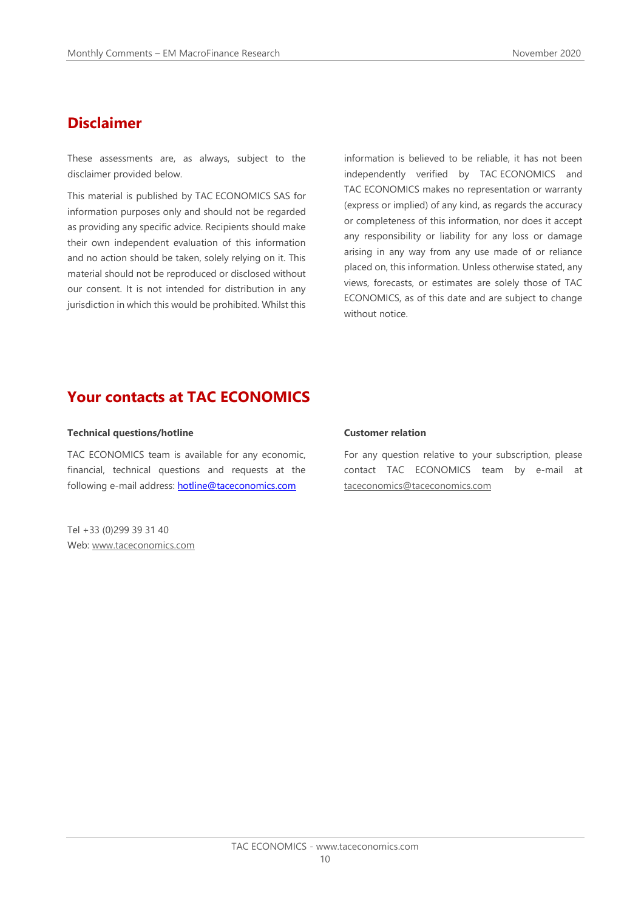## Disclaimer

These assessments are, as always, subject to the disclaimer provided below.

This material is published by TAC ECONOMICS SAS for information purposes only and should not be regarded as providing any specific advice. Recipients should make their own independent evaluation of this information and no action should be taken, solely relying on it. This material should not be reproduced or disclosed without our consent. It is not intended for distribution in any jurisdiction in which this would be prohibited. Whilst this information is believed to be reliable, it has not been independently verified by TAC ECONOMICS and TAC ECONOMICS makes no representation or warranty (express or implied) of any kind, as regards the accuracy or completeness of this information, nor does it accept any responsibility or liability for any loss or damage arising in any way from any use made of or reliance placed on, this information. Unless otherwise stated, any views, forecasts, or estimates are solely those of TAC ECONOMICS, as of this date and are subject to change without notice.

## Your contacts at TAC ECONOMICS

**Technical questions/hotline**

TAC ECONOMICS team is available for any economic, financial, technical questions and requests at the following e-mail address: hotline@taceconomics.com

**Customer relation**

For any question relative to your subscription, please contact TAC ECONOMICS team by e-mail at taceconomics@taceconomics.com

Tel +33 (0)299 39 31 40
Web: www.taceconomics.com